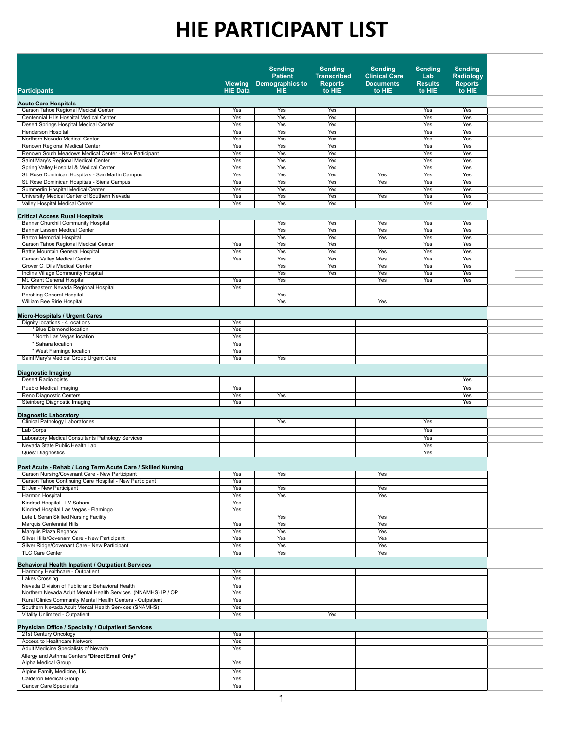# HIE PARTICIPANT LIST

| Participants | Viewing HIE Data | Sending Patient Demographics to HIE | Sending Transcribed Reports to HIE | Sending Clinical Care Documents to HIE | Sending Lab Results to HIE | Sending Radiology Reports to HIE |
|---|---|---|---|---|---|---|
| **Acute Care Hospitals** | | | | | | |
| Carson Tahoe Regional Medical Center | Yes | Yes | Yes | | Yes | Yes |
| Centennial Hills Hospital Medical Center | Yes | Yes | Yes | | Yes | Yes |
| Desert Springs Hospital Medical Center | Yes | Yes | Yes | | Yes | Yes |
| Henderson Hospital | Yes | Yes | Yes | | Yes | Yes |
| Northern Nevada Medical Center | Yes | Yes | Yes | | Yes | Yes |
| Renown Regional Medical Center | Yes | Yes | Yes | | Yes | Yes |
| Renown South Meadows Medical Center - New Participant | Yes | Yes | Yes | | Yes | Yes |
| Saint Mary's Regional Medical Center | Yes | Yes | Yes | | Yes | Yes |
| Spring Valley Hospital & Medical Center | Yes | Yes | Yes | | Yes | Yes |
| St. Rose Dominican Hospitals - San Martin Campus | Yes | Yes | Yes | Yes | Yes | Yes |
| St. Rose Dominican Hospitals - Siena Campus | Yes | Yes | Yes | Yes | Yes | Yes |
| Summerlin Hospital Medical Center | Yes | Yes | Yes | | Yes | Yes |
| University Medical Center of Southern Nevada | Yes | Yes | Yes | Yes | Yes | Yes |
| Valley Hospital Medical Center | Yes | Yes | Yes | | Yes | Yes |
| **Critical Access Rural Hospitals** | | | | | | |
| Banner Churchill Community Hospital | | Yes | Yes | Yes | Yes | Yes |
| Banner Lassen Medical Center | | Yes | Yes | Yes | Yes | Yes |
| Barton Memorial Hospital | | Yes | Yes | Yes | Yes | Yes |
| Carson Tahoe Regional Medical Center | Yes | Yes | Yes | | Yes | Yes |
| Battle Mountain General Hospital | Yes | Yes | Yes | Yes | Yes | Yes |
| Carson Valley Medical Center | Yes | Yes | Yes | Yes | Yes | Yes |
| Grover C. Dils Medical Center | | Yes | Yes | Yes | Yes | Yes |
| Incline Village Community Hospital | | Yes | Yes | Yes | Yes | Yes |
| Mt. Grant General Hospital | Yes | Yes | | Yes | Yes | Yes |
| Northeastern Nevada Regional Hospital | Yes | | | | | |
| Pershing General Hospital | | Yes | | | | |
| William Bee Ririe Hospital | | Yes | | Yes | | |
| **Micro-Hospitals / Urgent Cares** | | | | | | |
| Dignity locations - 4 locations | Yes | | | | | |
| * Blue Diamond location | Yes | | | | | |
| * North Las Vegas location | Yes | | | | | |
| * Sahara location | Yes | | | | | |
| * West Flamingo location | Yes | | | | | |
| Saint Mary's Medical Group Urgent Care | Yes | Yes | | | | |
| **Diagnostic Imaging** | | | | | | |
| Desert Radiologists | | | | | | Yes |
| Pueblo Medical Imaging | Yes | | | | | Yes |
| Reno Diagnostic Centers | Yes | Yes | | | | Yes |
| Steinberg Diagnostic Imaging | Yes | | | | | Yes |
| **Diagnostic Laboratory** | | | | | | |
| Clinical Pathology Laboratories | | Yes | | | Yes | |
| Lab Corps | | | | | Yes | |
| Laboratory Medical Consultants Pathology Services | | | | | Yes | |
| Nevada State Public Health Lab | | | | | Yes | |
| Quest Diagnostics | | | | | Yes | |
| **Post Acute - Rehab / Long Term Acute Care / Skilled Nursing** | | | | | | |
| Carson Nursing/Covenant Care - New Participant | Yes | Yes | | Yes | | |
| Carson Tahoe Continuing Care Hospital - New Participant | Yes | | | | | |
| El Jen - New Participant | Yes | Yes | | Yes | | |
| Harmon Hospital | Yes | Yes | | Yes | | |
| Kindred Hospital - LV Sahara | Yes | | | | | |
| Kindred Hospital Las Vegas - Flamingo | Yes | | | | | |
| Lefe L Seran Skilled Nursing Facility | | Yes | | Yes | | |
| Marquis Centennial Hills | Yes | Yes | | Yes | | |
| Marquis Plaza Regancy | Yes | Yes | | Yes | | |
| Silver Hills/Covenant Care - New Participant | Yes | Yes | | Yes | | |
| Silver Ridge/Covenant Care - New Participant | Yes | Yes | | Yes | | |
| TLC Care Center | Yes | Yes | | Yes | | |
| **Behavioral Health Inpatient / Outpatient Services** | | | | | | |
| Harmony Healthcare - Outpatient | Yes | | | | | |
| Lakes Crossing | Yes | | | | | |
| Nevada Division of Public and Behavioral Health | Yes | | | | | |
| Northern Nevada Adult Mental Health Services (NNAMHS) IP / OP | Yes | | | | | |
| Rural Clinics Community Mental Health Centers - Outpatient | Yes | | | | | |
| Southern Nevada Adult Mental Health Services (SNAMHS) | Yes | | | | | |
| Vitality Unlimited - Outpatient | Yes | | Yes | | | |
| **Physician Office / Specialty / Outpatient Services** | | | | | | |
| 21st Century Oncology | Yes | | | | | |
| Access to Healthcare Network | Yes | | | | | |
| Adult Medicine Specialists of Nevada | Yes | | | | | |
| Allergy and Asthma Centers **\*Direct Email Only\*** | | | | | | |
| Alpha Medical Group | Yes | | | | | |
| Alpine Family Medicine, Llc | Yes | | | | | |
| Calderon Medical Group | Yes | | | | | |
| Cancer Care Specialists | Yes | | | | | |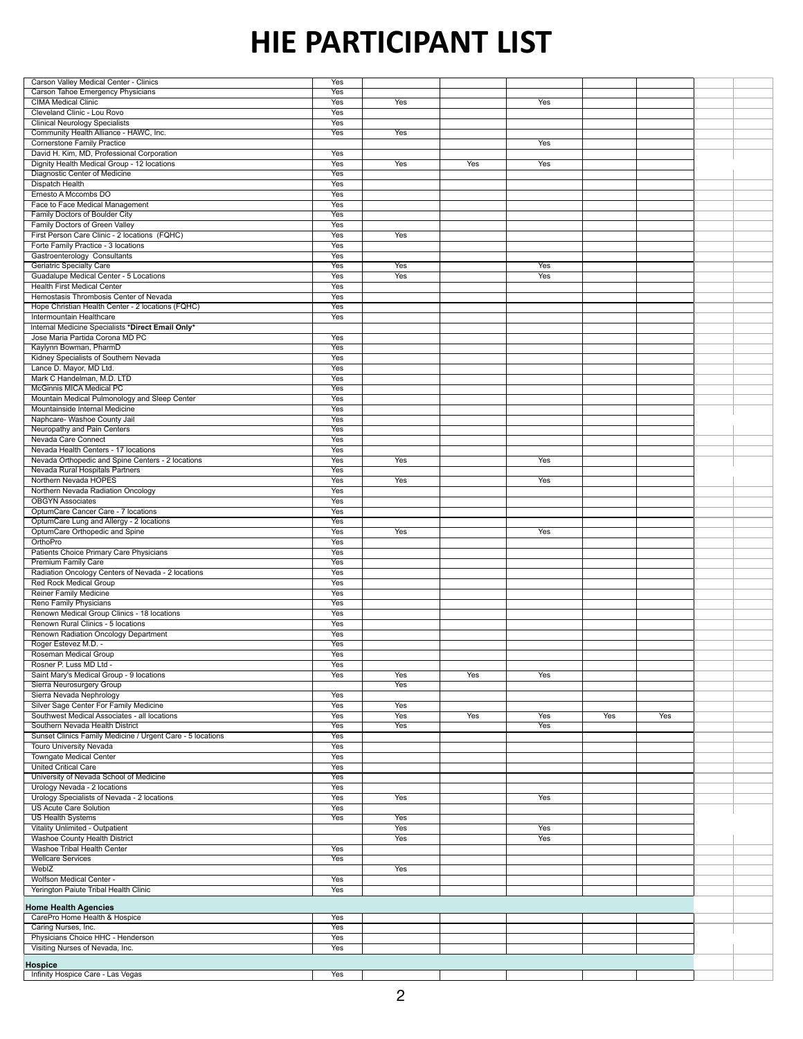# HIE PARTICIPANT LIST

| | | | | | | | |
|---|---|---|---|---|---|---|---|
| Carson Valley Medical Center - Clinics | Yes | | | | | | |
| Carson Tahoe Emergency Physicians | Yes | | | | | | |
| CIMA Medical Clinic | Yes | Yes | | Yes | | | |
| Cleveland Clinic - Lou Rovo | Yes | | | | | | |
| Clinical Neurology Specialists | Yes | | | | | | |
| Community Health Alliance - HAWC, Inc. | Yes | Yes | | | | | |
| Cornerstone Family Practice | | | | Yes | | | |
| David H. Kim, MD, Professional Corporation | Yes | | | | | | |
| Dignity Health Medical Group - 12 locations | Yes | Yes | Yes | Yes | | | |
| Diagnostic Center of Medicine | Yes | | | | | | |
| Dispatch Health | Yes | | | | | | |
| Ernesto A Mccombs DO | Yes | | | | | | |
| Face to Face Medical Management | Yes | | | | | | |
| Family Doctors of Boulder City | Yes | | | | | | |
| Family Doctors of Green Valley | Yes | | | | | | |
| First Person Care Clinic - 2 locations (FQHC) | Yes | Yes | | | | | |
| Forte Family Practice - 3 locations | Yes | | | | | | |
| Gastroenterology Consultants | Yes | | | | | | |
| Geriatric Specialty Care | Yes | Yes | | Yes | | | |
| Guadalupe Medical Center - 5 Locations | Yes | Yes | | Yes | | | |
| Health First Medical Center | Yes | | | | | | |
| Hemostasis Thrombosis Center of Nevada | Yes | | | | | | |
| Hope Christian Health Center - 2 locations (FQHC) | Yes | | | | | | |
| Intermountain Healthcare | Yes | | | | | | |
| Internal Medicine Specialists **\*Direct Email Only\*** | | | | | | | |
| Jose Maria Partida Corona MD PC | Yes | | | | | | |
| Kaylynn Bowman, PharmD | Yes | | | | | | |
| Kidney Specialists of Southern Nevada | Yes | | | | | | |
| Lance D. Mayor, MD Ltd. | Yes | | | | | | |
| Mark C Handelman, M.D. LTD | Yes | | | | | | |
| McGinnis MICA Medical PC | Yes | | | | | | |
| Mountain Medical Pulmonology and Sleep Center | Yes | | | | | | |
| Mountainside Internal Medicine | Yes | | | | | | |
| Naphcare- Washoe County Jail | Yes | | | | | | |
| Neuropathy and Pain Centers | Yes | | | | | | |
| Nevada Care Connect | Yes | | | | | | |
| Nevada Health Centers - 17 locations | Yes | | | | | | |
| Nevada Orthopedic and Spine Centers - 2 locations | Yes | Yes | | Yes | | | |
| Nevada Rural Hospitals Partners | Yes | | | | | | |
| Northern Nevada HOPES | Yes | Yes | | Yes | | | |
| Northern Nevada Radiation Oncology | Yes | | | | | | |
| OBGYN Associates | Yes | | | | | | |
| OptumCare Cancer Care - 7 locations | Yes | | | | | | |
| OptumCare Lung and Allergy - 2 locations | Yes | | | | | | |
| OptumCare Orthopedic and Spine | Yes | Yes | | Yes | | | |
| OrthoPro | Yes | | | | | | |
| Patients Choice Primary Care Physicians | Yes | | | | | | |
| Premium Family Care | Yes | | | | | | |
| Radiation Oncology Centers of Nevada - 2 locations | Yes | | | | | | |
| Red Rock Medical Group | Yes | | | | | | |
| Reiner Family Medicine | Yes | | | | | | |
| Reno Family Physicians | Yes | | | | | | |
| Renown Medical Group Clinics - 18 locations | Yes | | | | | | |
| Renown Rural Clinics - 5 locations | Yes | | | | | | |
| Renown Radiation Oncology Department | Yes | | | | | | |
| Roger Estevez M.D. - | Yes | | | | | | |
| Roseman Medical Group | Yes | | | | | | |
| Rosner P. Luss MD Ltd - | Yes | | | | | | |
| Saint Mary's Medical Group - 9 locations | Yes | Yes | Yes | Yes | | | |
| Sierra Neurosurgery Group | | Yes | | | | | |
| Sierra Nevada Nephrology | Yes | | | | | | |
| Silver Sage Center For Family Medicine | Yes | Yes | | | | | |
| Southwest Medical Associates - all locations | Yes | Yes | Yes | Yes | Yes | Yes | |
| Southern Nevada Health District | Yes | Yes | | Yes | | | |
| Sunset Clinics Family Medicine / Urgent Care - 5 locations | Yes | | | | | | |
| Touro University Nevada | Yes | | | | | | |
| Towngate Medical Center | Yes | | | | | | |
| United Critical Care | Yes | | | | | | |
| University of Nevada School of Medicine | Yes | | | | | | |
| Urology Nevada - 2 locations | Yes | | | | | | |
| Urology Specialists of Nevada - 2 locations | Yes | Yes | | Yes | | | |
| US Acute Care Solution | Yes | | | | | | |
| US Health Systems | Yes | Yes | | | | | |
| Vitality Unlimited - Outpatient | | Yes | | Yes | | | |
| Washoe County Health District | | Yes | | Yes | | | |
| Washoe Tribal Health Center | Yes | | | | | | |
| Wellcare Services | Yes | | | | | | |
| WebIZ | | Yes | | | | | |
| Wolfson Medical Center - | Yes | | | | | | |
| Yerington Paiute Tribal Health Clinic | Yes | | | | | | |
| **Home Health Agencies** | | | | | | | |
| CarePro Home Health & Hospice | Yes | | | | | | |
| Caring Nurses, Inc. | Yes | | | | | | |
| Physicians Choice HHC - Henderson | Yes | | | | | | |
| Visiting Nurses of Nevada, Inc. | Yes | | | | | | |
| **Hospice** | | | | | | | |
| Infinity Hospice Care - Las Vegas | Yes | | | | | | |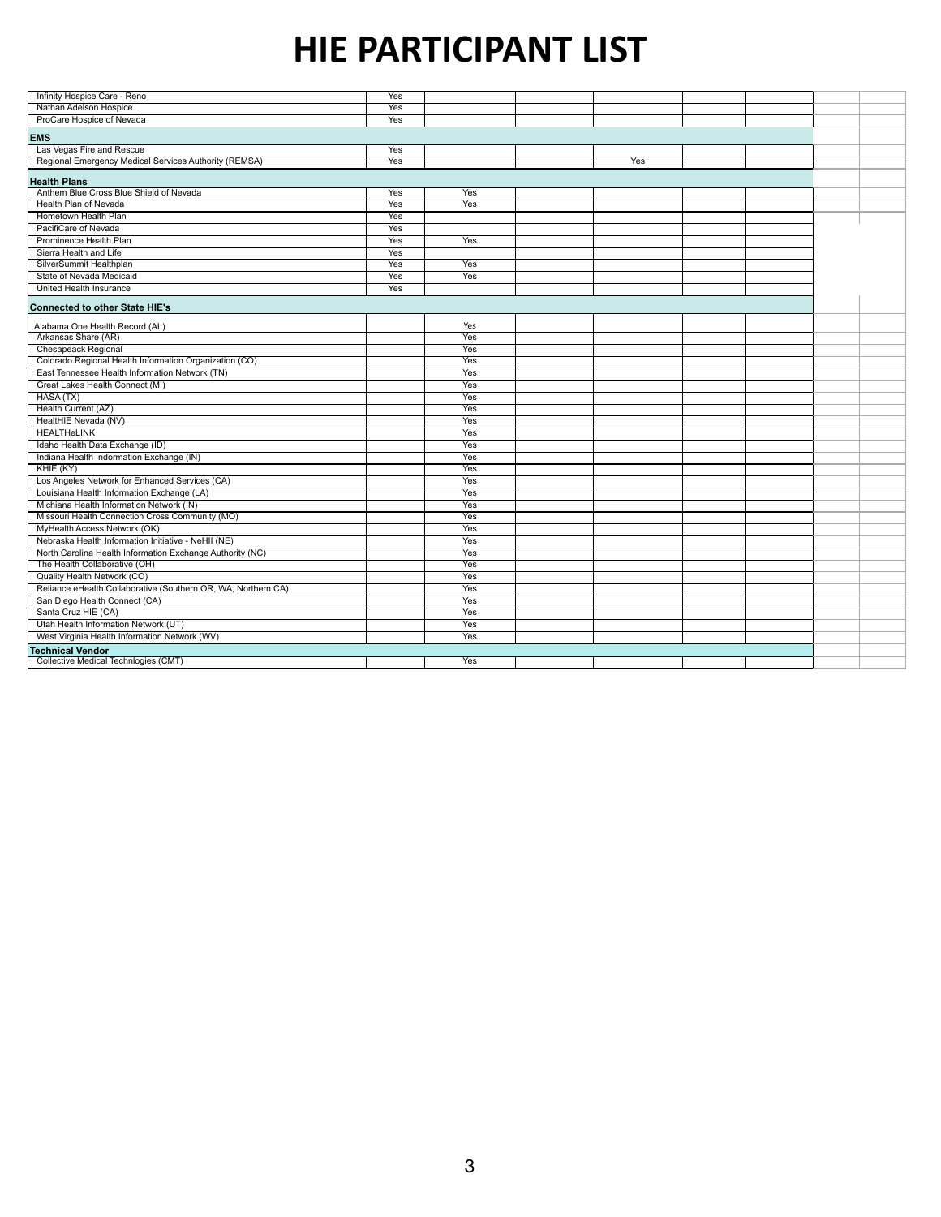# HIE PARTICIPANT LIST

| | | | | | | | | |
|---|---|---|---|---|---|---|---|---|
| Infinity Hospice Care - Reno | Yes | | | | | | | |
| Nathan Adelson Hospice | Yes | | | | | | | |
| ProCare Hospice of Nevada | Yes | | | | | | | |
| **EMS** | | | | | | | | |
| Las Vegas Fire and Rescue | Yes | | | | | | | |
| Regional Emergency Medical Services Authority (REMSA) | Yes | | | Yes | | | | |
| **Health Plans** | | | | | | | | |
| Anthem Blue Cross Blue Shield of Nevada | Yes | Yes | | | | | | |
| Health Plan of Nevada | Yes | Yes | | | | | | |
| Hometown Health Plan | Yes | | | | | | | |
| PacifiCare of Nevada | Yes | | | | | | | |
| Prominence Health Plan | Yes | Yes | | | | | | |
| Sierra Health and Life | Yes | | | | | | | |
| SilverSummit Healthplan | Yes | Yes | | | | | | |
| State of Nevada Medicaid | Yes | Yes | | | | | | |
| United Health Insurance | Yes | | | | | | | |
| **Connected to other State HIE's** | | | | | | | | |
| Alabama One Health Record (AL) | | Yes | | | | | | |
| Arkansas Share (AR) | | Yes | | | | | | |
| Chesapeack Regional | | Yes | | | | | | |
| Colorado Regional Health Information Organization (CO) | | Yes | | | | | | |
| East Tennessee Health Information Network (TN) | | Yes | | | | | | |
| Great Lakes Health Connect (MI) | | Yes | | | | | | |
| HASA (TX) | | Yes | | | | | | |
| Health Current (AZ) | | Yes | | | | | | |
| HealtHIE Nevada (NV) | | Yes | | | | | | |
| HEALTHeLINK | | Yes | | | | | | |
| Idaho Health Data Exchange (ID) | | Yes | | | | | | |
| Indiana Health Indormation Exchange (IN) | | Yes | | | | | | |
| KHIE (KY) | | Yes | | | | | | |
| Los Angeles Network for Enhanced Services (CA) | | Yes | | | | | | |
| Louisiana Health Information Exchange (LA) | | Yes | | | | | | |
| Michiana Health Information Network (IN) | | Yes | | | | | | |
| Missouri Health Connection Cross Community (MO) | | Yes | | | | | | |
| MyHealth Access Network (OK) | | Yes | | | | | | |
| Nebraska Health Information Initiative - NeHII (NE) | | Yes | | | | | | |
| North Carolina Health Information Exchange Authority (NC) | | Yes | | | | | | |
| The Health Collaborative (OH) | | Yes | | | | | | |
| Quality Health Network (CO) | | Yes | | | | | | |
| Reliance eHealth Collaborative (Southern OR, WA, Northern CA) | | Yes | | | | | | |
| San Diego Health Connect (CA) | | Yes | | | | | | |
| Santa Cruz HIE (CA) | | Yes | | | | | | |
| Utah Health Information Network (UT) | | Yes | | | | | | |
| West Virginia Health Information Network (WV) | | Yes | | | | | | |
| **Technical Vendor** | | | | | | | | |
| Collective Medical Technlogies (CMT) | | Yes | | | | | | |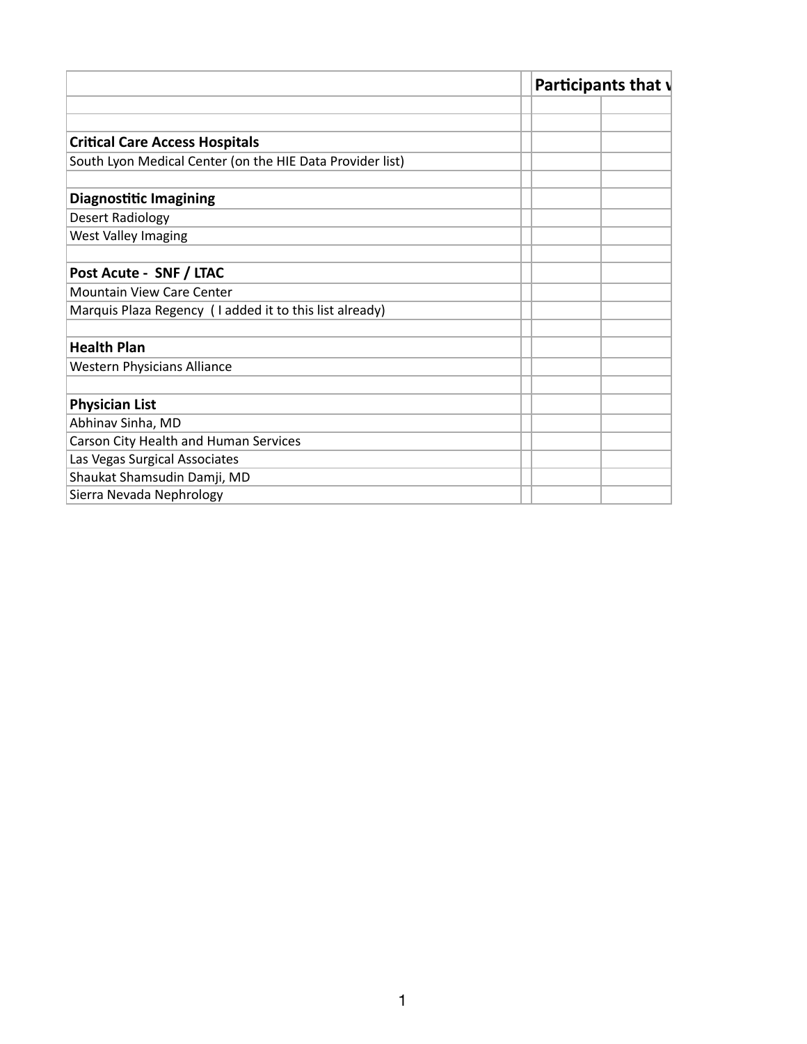| | | Participants that v | |
|---|---|---|---|
| | | | |
| | | | |
| **Critical Care Access Hospitals** | | | |
| South Lyon Medical Center (on the HIE Data Provider list) | | | |
| | | | |
| **Diagnostitic Imagining** | | | |
| Desert Radiology | | | |
| West Valley Imaging | | | |
| | | | |
| **Post Acute - SNF / LTAC** | | | |
| Mountain View Care Center | | | |
| Marquis Plaza Regency ( I added it to this list already) | | | |
| | | | |
| **Health Plan** | | | |
| Western Physicians Alliance | | | |
| | | | |
| **Physician List** | | | |
| Abhinav Sinha, MD | | | |
| Carson City Health and Human Services | | | |
| Las Vegas Surgical Associates | | | |
| Shaukat Shamsudin Damji, MD | | | |
| Sierra Nevada Nephrology | | | |